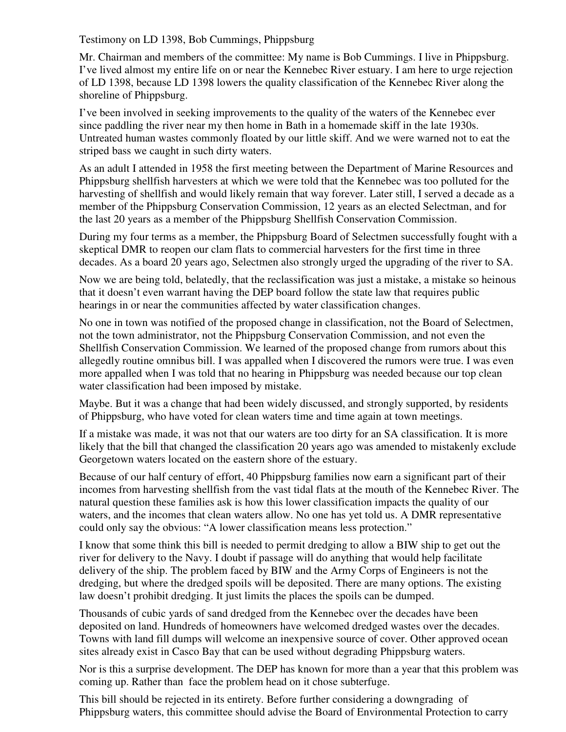Testimony on LD 1398, Bob Cummings, Phippsburg

Mr. Chairman and members of the committee: My name is Bob Cummings. I live in Phippsburg. I've lived almost my entire life on or near the Kennebec River estuary. I am here to urge rejection of LD 1398, because LD 1398 lowers the quality classification of the Kennebec River along the shoreline of Phippsburg.

I've been involved in seeking improvements to the quality of the waters of the Kennebec ever since paddling the river near my then home in Bath in a homemade skiff in the late 1930s. Untreated human wastes commonly floated by our little skiff. And we were warned not to eat the striped bass we caught in such dirty waters.

As an adult I attended in 1958 the first meeting between the Department of Marine Resources and Phippsburg shellfish harvesters at which we were told that the Kennebec was too polluted for the harvesting of shellfish and would likely remain that way forever. Later still, I served a decade as a member of the Phippsburg Conservation Commission, 12 years as an elected Selectman, and for the last 20 years as a member of the Phippsburg Shellfish Conservation Commission.

During my four terms as a member, the Phippsburg Board of Selectmen successfully fought with a skeptical DMR to reopen our clam flats to commercial harvesters for the first time in three decades. As a board 20 years ago, Selectmen also strongly urged the upgrading of the river to SA.

Now we are being told, belatedly, that the reclassification was just a mistake, a mistake so heinous that it doesn't even warrant having the DEP board follow the state law that requires public hearings in or near the communities affected by water classification changes.

No one in town was notified of the proposed change in classification, not the Board of Selectmen, not the town administrator, not the Phippsburg Conservation Commission, and not even the Shellfish Conservation Commission. We learned of the proposed change from rumors about this allegedly routine omnibus bill. I was appalled when I discovered the rumors were true. I was even more appalled when I was told that no hearing in Phippsburg was needed because our top clean water classification had been imposed by mistake.

Maybe. But it was a change that had been widely discussed, and strongly supported, by residents of Phippsburg, who have voted for clean waters time and time again at town meetings.

If a mistake was made, it was not that our waters are too dirty for an SA classification. It is more likely that the bill that changed the classification 20 years ago was amended to mistakenly exclude Georgetown waters located on the eastern shore of the estuary.

Because of our half century of effort, 40 Phippsburg families now earn a significant part of their incomes from harvesting shellfish from the vast tidal flats at the mouth of the Kennebec River. The natural question these families ask is how this lower classification impacts the quality of our waters, and the incomes that clean waters allow. No one has yet told us. A DMR representative could only say the obvious: "A lower classification means less protection."

I know that some think this bill is needed to permit dredging to allow a BIW ship to get out the river for delivery to the Navy. I doubt if passage will do anything that would help facilitate delivery of the ship. The problem faced by BIW and the Army Corps of Engineers is not the dredging, but where the dredged spoils will be deposited. There are many options. The existing law doesn't prohibit dredging. It just limits the places the spoils can be dumped.

Thousands of cubic yards of sand dredged from the Kennebec over the decades have been deposited on land. Hundreds of homeowners have welcomed dredged wastes over the decades. Towns with land fill dumps will welcome an inexpensive source of cover. Other approved ocean sites already exist in Casco Bay that can be used without degrading Phippsburg waters.

Nor is this a surprise development. The DEP has known for more than a year that this problem was coming up. Rather than face the problem head on it chose subterfuge.

This bill should be rejected in its entirety. Before further considering a downgrading of Phippsburg waters, this committee should advise the Board of Environmental Protection to carry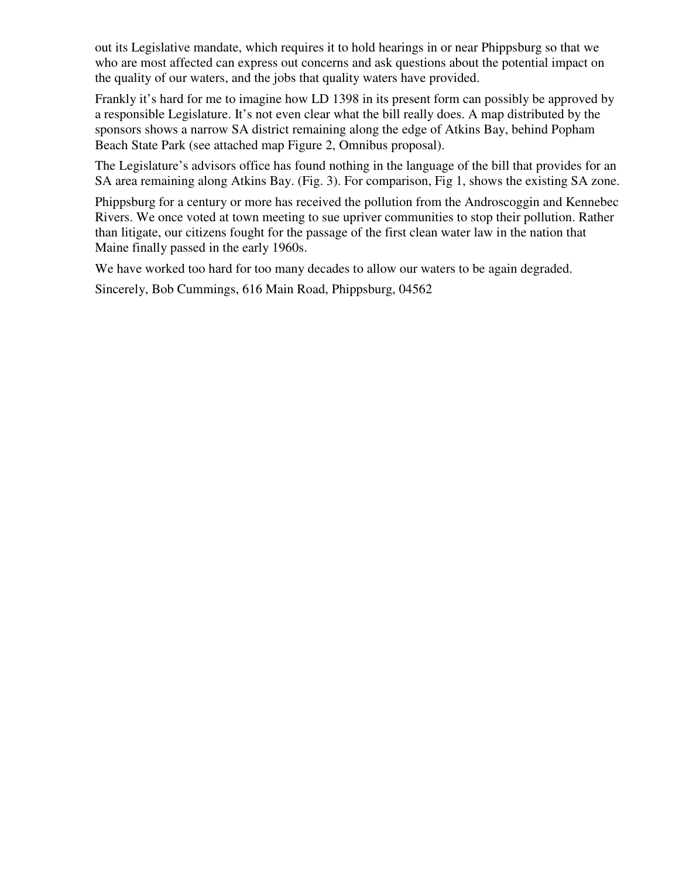out its Legislative mandate, which requires it to hold hearings in or near Phippsburg so that we who are most affected can express out concerns and ask questions about the potential impact on the quality of our waters, and the jobs that quality waters have provided.

Frankly it's hard for me to imagine how LD 1398 in its present form can possibly be approved by a responsible Legislature. It's not even clear what the bill really does. A map distributed by the sponsors shows a narrow SA district remaining along the edge of Atkins Bay, behind Popham Beach State Park (see attached map Figure 2, Omnibus proposal).

The Legislature's advisors office has found nothing in the language of the bill that provides for an SA area remaining along Atkins Bay. (Fig. 3). For comparison, Fig 1, shows the existing SA zone.

Phippsburg for a century or more has received the pollution from the Androscoggin and Kennebec Rivers. We once voted at town meeting to sue upriver communities to stop their pollution. Rather than litigate, our citizens fought for the passage of the first clean water law in the nation that Maine finally passed in the early 1960s.

We have worked too hard for too many decades to allow our waters to be again degraded.

Sincerely, Bob Cummings, 616 Main Road, Phippsburg, 04562